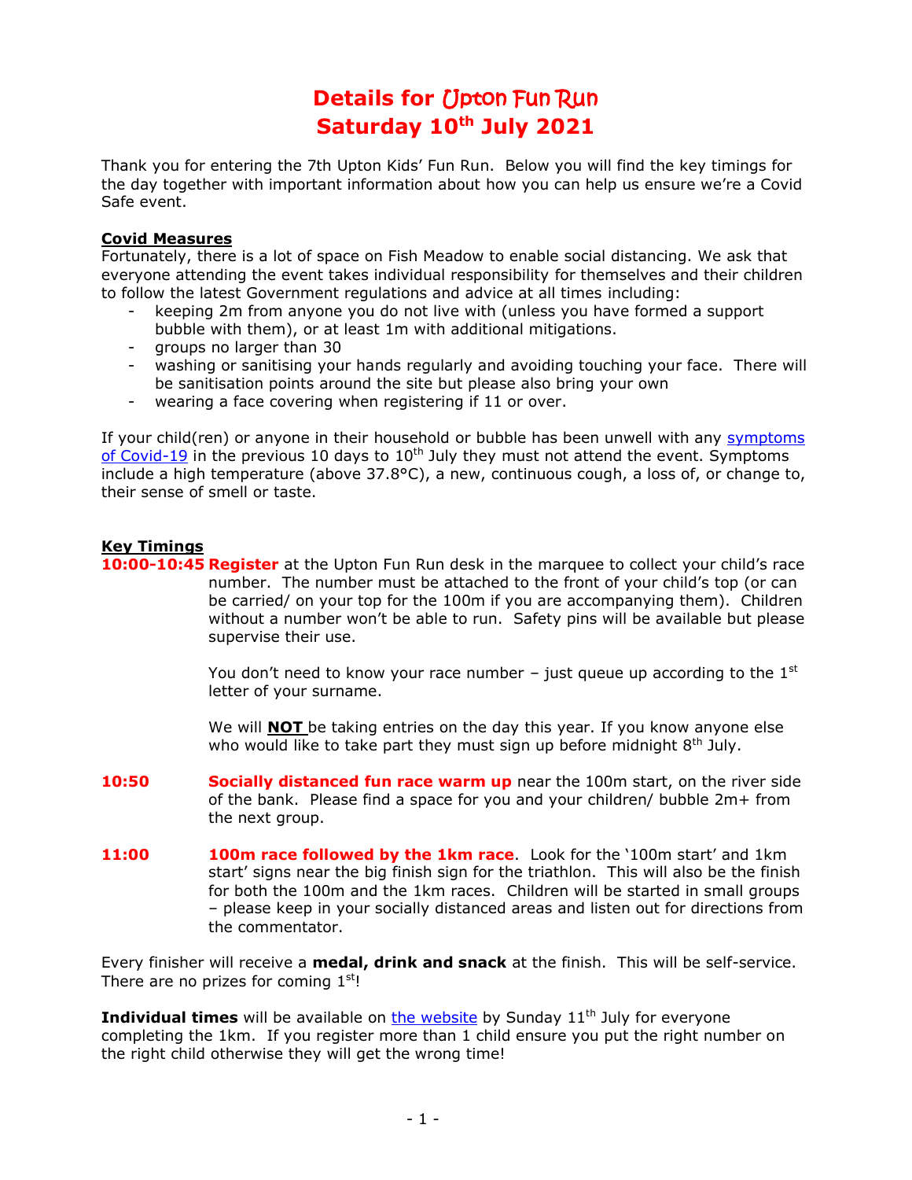# Details for Upton Fun Run
# Saturday 10th July 2021

Thank you for entering the 7th Upton Kids' Fun Run. Below you will find the key timings for the day together with important information about how you can help us ensure we're a Covid Safe event.

**Covid Measures**

Fortunately, there is a lot of space on Fish Meadow to enable social distancing. We ask that everyone attending the event takes individual responsibility for themselves and their children to follow the latest Government regulations and advice at all times including:

- keeping 2m from anyone you do not live with (unless you have formed a support bubble with them), or at least 1m with additional mitigations.
- groups no larger than 30
- washing or sanitising your hands regularly and avoiding touching your face. There will be sanitisation points around the site but please also bring your own
- wearing a face covering when registering if 11 or over.

If your child(ren) or anyone in their household or bubble has been unwell with any symptoms of Covid-19 in the previous 10 days to 10th July they must not attend the event. Symptoms include a high temperature (above 37.8°C), a new, continuous cough, a loss of, or change to, their sense of smell or taste.

**Key Timings**

**10:00-10:45 Register** at the Upton Fun Run desk in the marquee to collect your child's race number. The number must be attached to the front of your child's top (or can be carried/ on your top for the 100m if you are accompanying them). Children without a number won't be able to run. Safety pins will be available but please supervise their use.

You don't need to know your race number – just queue up according to the 1st letter of your surname.

We will **NOT** be taking entries on the day this year. If you know anyone else who would like to take part they must sign up before midnight 8th July.

**10:50** **Socially distanced fun race warm up** near the 100m start, on the river side of the bank. Please find a space for you and your children/ bubble 2m+ from the next group.

**11:00** **100m race followed by the 1km race**. Look for the '100m start' and 1km start' signs near the big finish sign for the triathlon. This will also be the finish for both the 100m and the 1km races. Children will be started in small groups – please keep in your socially distanced areas and listen out for directions from the commentator.

Every finisher will receive a **medal, drink and snack** at the finish. This will be self-service. There are no prizes for coming 1st!

**Individual times** will be available on the website by Sunday 11th July for everyone completing the 1km. If you register more than 1 child ensure you put the right number on the right child otherwise they will get the wrong time!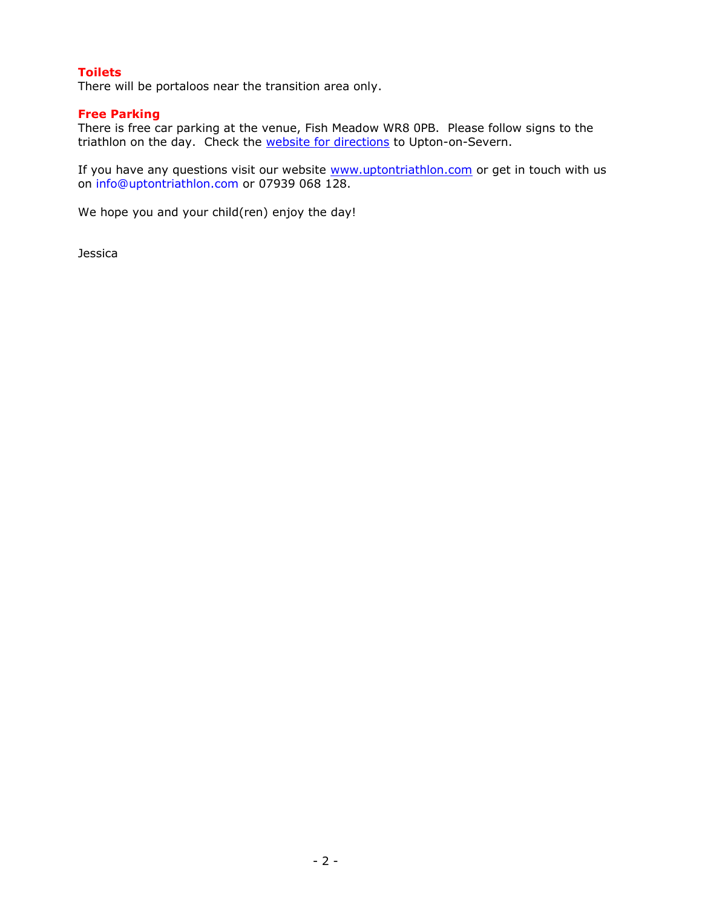**Toilets**
There will be portaloos near the transition area only.

**Free Parking**
There is free car parking at the venue, Fish Meadow WR8 0PB. Please follow signs to the triathlon on the day. Check the website for directions to Upton-on-Severn.

If you have any questions visit our website www.uptontriathlon.com or get in touch with us on info@uptontriathlon.com or 07939 068 128.

We hope you and your child(ren) enjoy the day!

Jessica